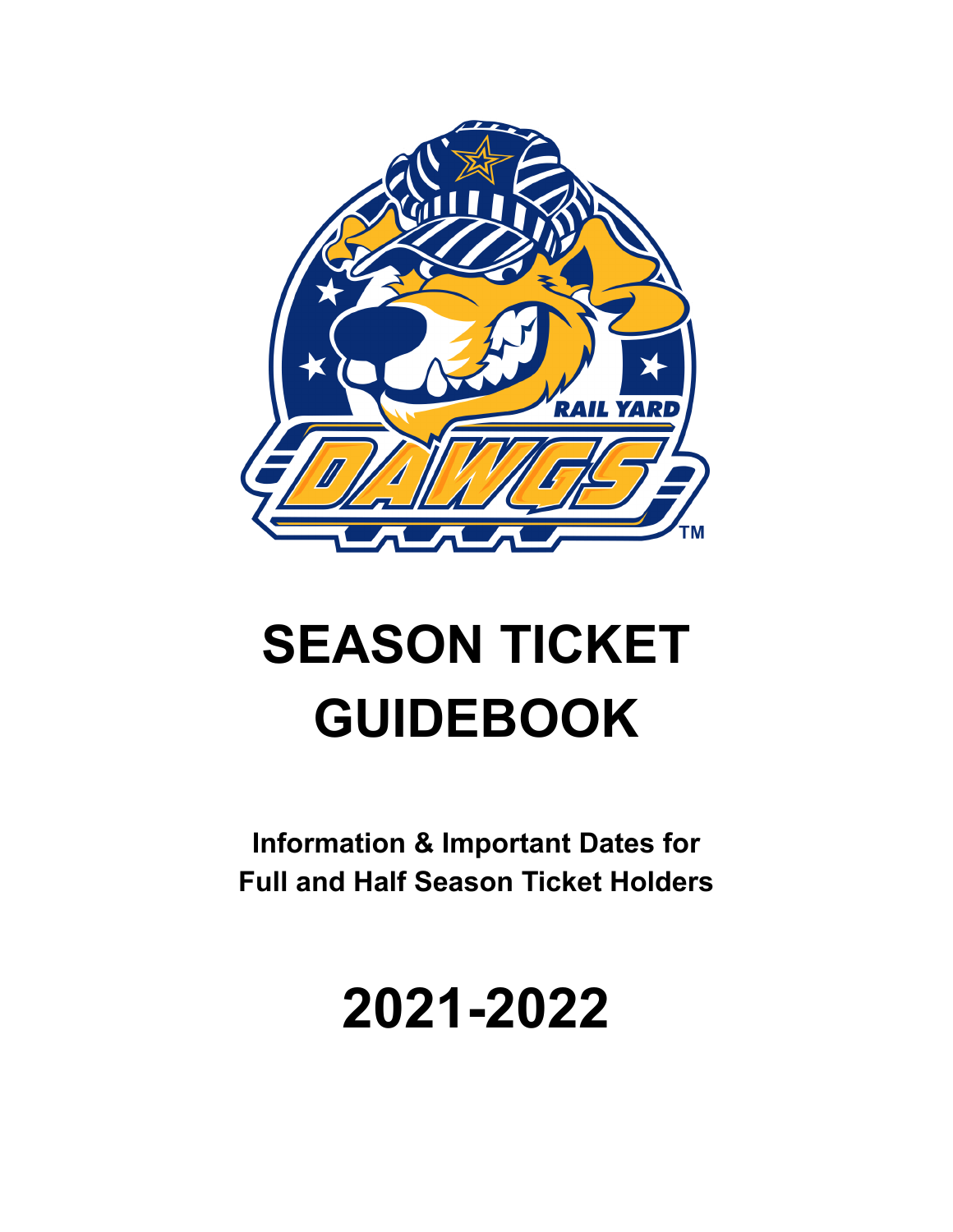# SEASON TICKET GUIDEBOOK

**Information & Important Dates for Full and Half Season Ticket Holders**

# 2021-2022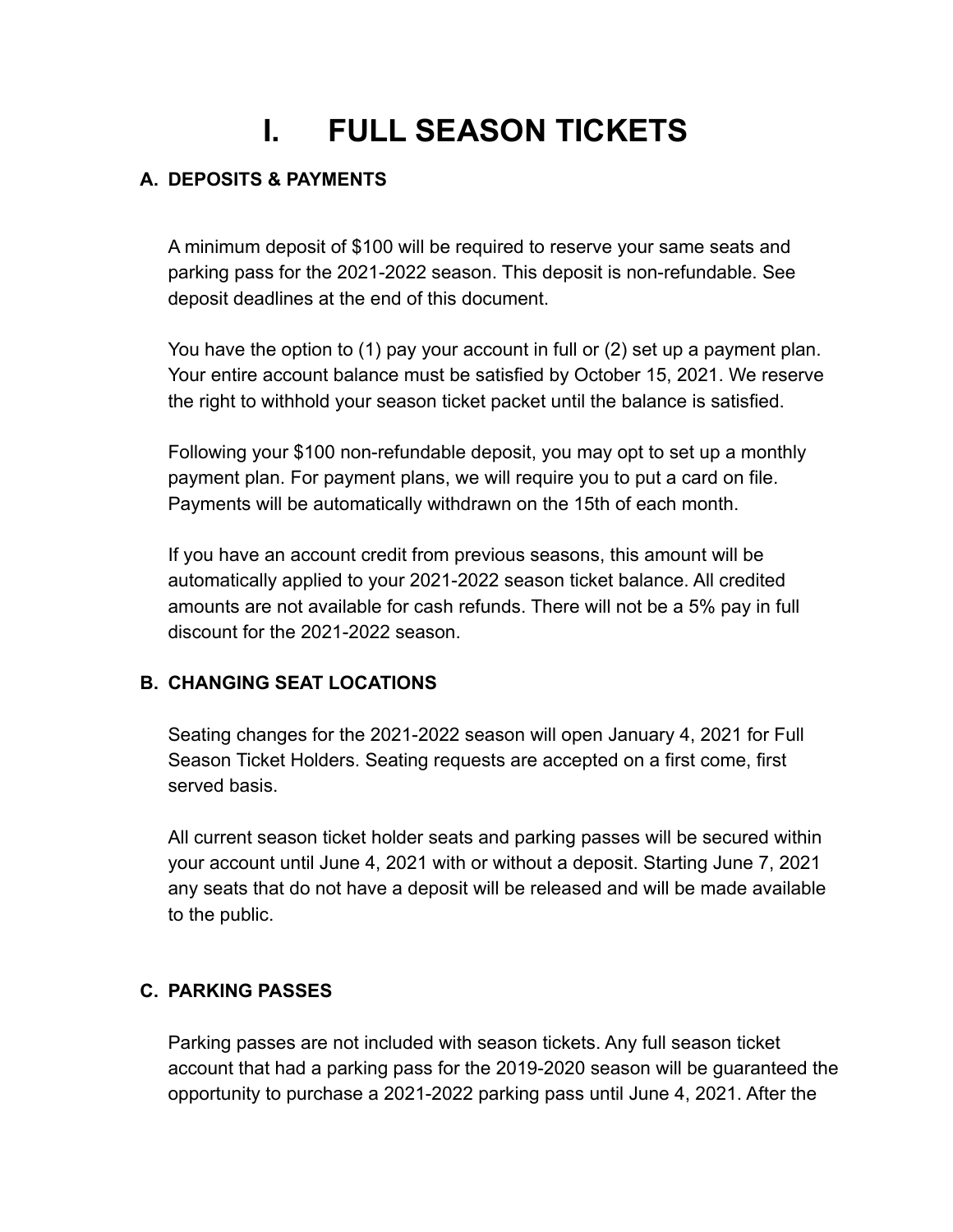# I. FULL SEASON TICKETS

### A. DEPOSITS & PAYMENTS

A minimum deposit of $100 will be required to reserve your same seats and parking pass for the 2021-2022 season. This deposit is non-refundable. See deposit deadlines at the end of this document.

You have the option to (1) pay your account in full or (2) set up a payment plan. Your entire account balance must be satisfied by October 15, 2021. We reserve the right to withhold your season ticket packet until the balance is satisfied.

Following your $100 non-refundable deposit, you may opt to set up a monthly payment plan. For payment plans, we will require you to put a card on file. Payments will be automatically withdrawn on the 15th of each month.

If you have an account credit from previous seasons, this amount will be automatically applied to your 2021-2022 season ticket balance. All credited amounts are not available for cash refunds. There will not be a 5% pay in full discount for the 2021-2022 season.

### B. CHANGING SEAT LOCATIONS

Seating changes for the 2021-2022 season will open January 4, 2021 for Full Season Ticket Holders. Seating requests are accepted on a first come, first served basis.

All current season ticket holder seats and parking passes will be secured within your account until June 4, 2021 with or without a deposit. Starting June 7, 2021 any seats that do not have a deposit will be released and will be made available to the public.

### C. PARKING PASSES

Parking passes are not included with season tickets. Any full season ticket account that had a parking pass for the 2019-2020 season will be guaranteed the opportunity to purchase a 2021-2022 parking pass until June 4, 2021. After the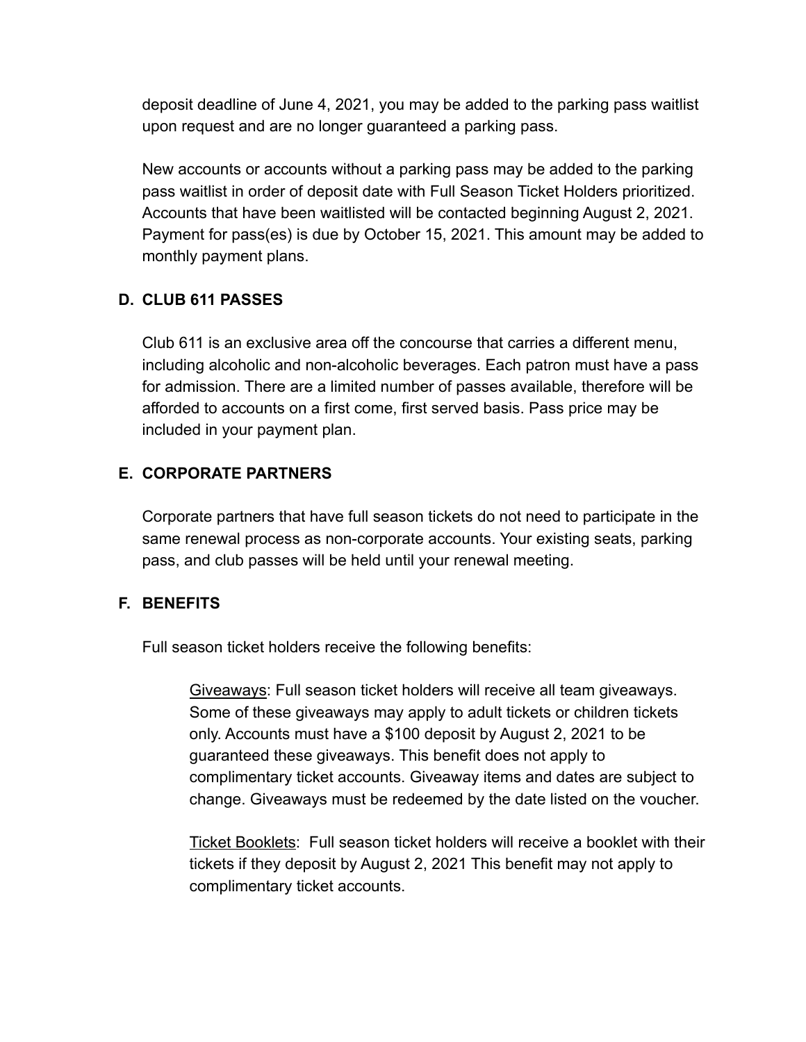deposit deadline of June 4, 2021, you may be added to the parking pass waitlist upon request and are no longer guaranteed a parking pass.

New accounts or accounts without a parking pass may be added to the parking pass waitlist in order of deposit date with Full Season Ticket Holders prioritized. Accounts that have been waitlisted will be contacted beginning August 2, 2021. Payment for pass(es) is due by October 15, 2021. This amount may be added to monthly payment plans.

### D. CLUB 611 PASSES

Club 611 is an exclusive area off the concourse that carries a different menu, including alcoholic and non-alcoholic beverages. Each patron must have a pass for admission. There are a limited number of passes available, therefore will be afforded to accounts on a first come, first served basis. Pass price may be included in your payment plan.

### E. CORPORATE PARTNERS

Corporate partners that have full season tickets do not need to participate in the same renewal process as non-corporate accounts. Your existing seats, parking pass, and club passes will be held until your renewal meeting.

### F. BENEFITS

Full season ticket holders receive the following benefits:

> Giveaways: Full season ticket holders will receive all team giveaways. Some of these giveaways may apply to adult tickets or children tickets only. Accounts must have a $100 deposit by August 2, 2021 to be guaranteed these giveaways. This benefit does not apply to complimentary ticket accounts. Giveaway items and dates are subject to change. Giveaways must be redeemed by the date listed on the voucher.
>
> Ticket Booklets: Full season ticket holders will receive a booklet with their tickets if they deposit by August 2, 2021 This benefit may not apply to complimentary ticket accounts.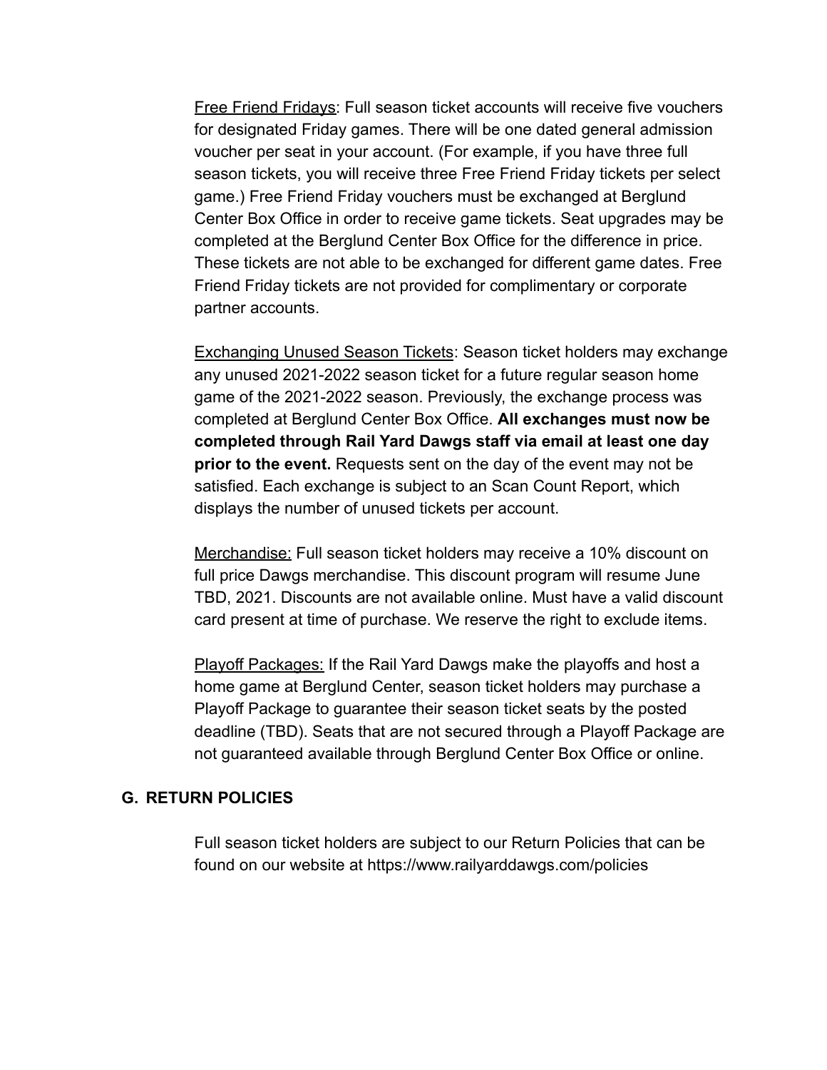Free Friend Fridays: Full season ticket accounts will receive five vouchers for designated Friday games. There will be one dated general admission voucher per seat in your account. (For example, if you have three full season tickets, you will receive three Free Friend Friday tickets per select game.) Free Friend Friday vouchers must be exchanged at Berglund Center Box Office in order to receive game tickets. Seat upgrades may be completed at the Berglund Center Box Office for the difference in price. These tickets are not able to be exchanged for different game dates. Free Friend Friday tickets are not provided for complimentary or corporate partner accounts.

Exchanging Unused Season Tickets: Season ticket holders may exchange any unused 2021-2022 season ticket for a future regular season home game of the 2021-2022 season. Previously, the exchange process was completed at Berglund Center Box Office. **All exchanges must now be completed through Rail Yard Dawgs staff via email at least one day prior to the event.** Requests sent on the day of the event may not be satisfied. Each exchange is subject to an Scan Count Report, which displays the number of unused tickets per account.

Merchandise: Full season ticket holders may receive a 10% discount on full price Dawgs merchandise. This discount program will resume June TBD, 2021. Discounts are not available online. Must have a valid discount card present at time of purchase. We reserve the right to exclude items.

Playoff Packages: If the Rail Yard Dawgs make the playoffs and host a home game at Berglund Center, season ticket holders may purchase a Playoff Package to guarantee their season ticket seats by the posted deadline (TBD). Seats that are not secured through a Playoff Package are not guaranteed available through Berglund Center Box Office or online.

## G. RETURN POLICIES

Full season ticket holders are subject to our Return Policies that can be found on our website at https://www.railyarddawgs.com/policies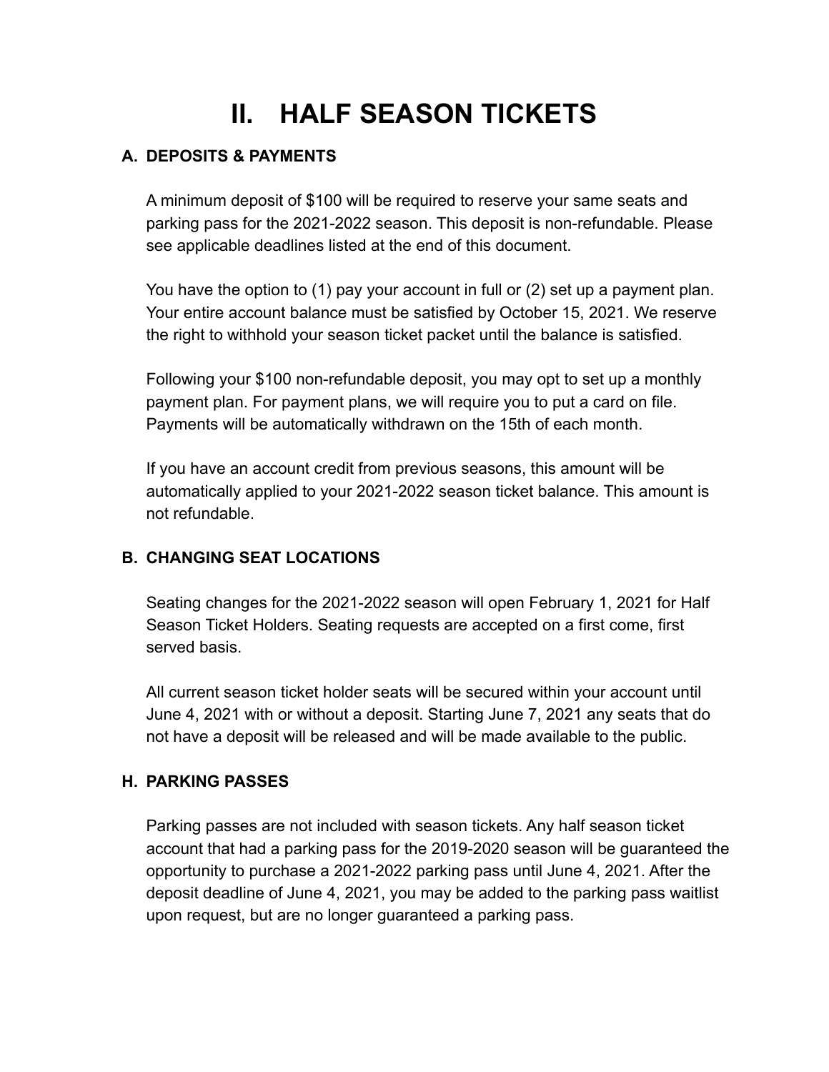# II. HALF SEASON TICKETS

### A. DEPOSITS & PAYMENTS

A minimum deposit of $100 will be required to reserve your same seats and parking pass for the 2021-2022 season. This deposit is non-refundable. Please see applicable deadlines listed at the end of this document.

You have the option to (1) pay your account in full or (2) set up a payment plan. Your entire account balance must be satisfied by October 15, 2021. We reserve the right to withhold your season ticket packet until the balance is satisfied.

Following your $100 non-refundable deposit, you may opt to set up a monthly payment plan. For payment plans, we will require you to put a card on file. Payments will be automatically withdrawn on the 15th of each month.

If you have an account credit from previous seasons, this amount will be automatically applied to your 2021-2022 season ticket balance. This amount is not refundable.

### B. CHANGING SEAT LOCATIONS

Seating changes for the 2021-2022 season will open February 1, 2021 for Half Season Ticket Holders. Seating requests are accepted on a first come, first served basis.

All current season ticket holder seats will be secured within your account until June 4, 2021 with or without a deposit. Starting June 7, 2021 any seats that do not have a deposit will be released and will be made available to the public.

### H. PARKING PASSES

Parking passes are not included with season tickets. Any half season ticket account that had a parking pass for the 2019-2020 season will be guaranteed the opportunity to purchase a 2021-2022 parking pass until June 4, 2021. After the deposit deadline of June 4, 2021, you may be added to the parking pass waitlist upon request, but are no longer guaranteed a parking pass.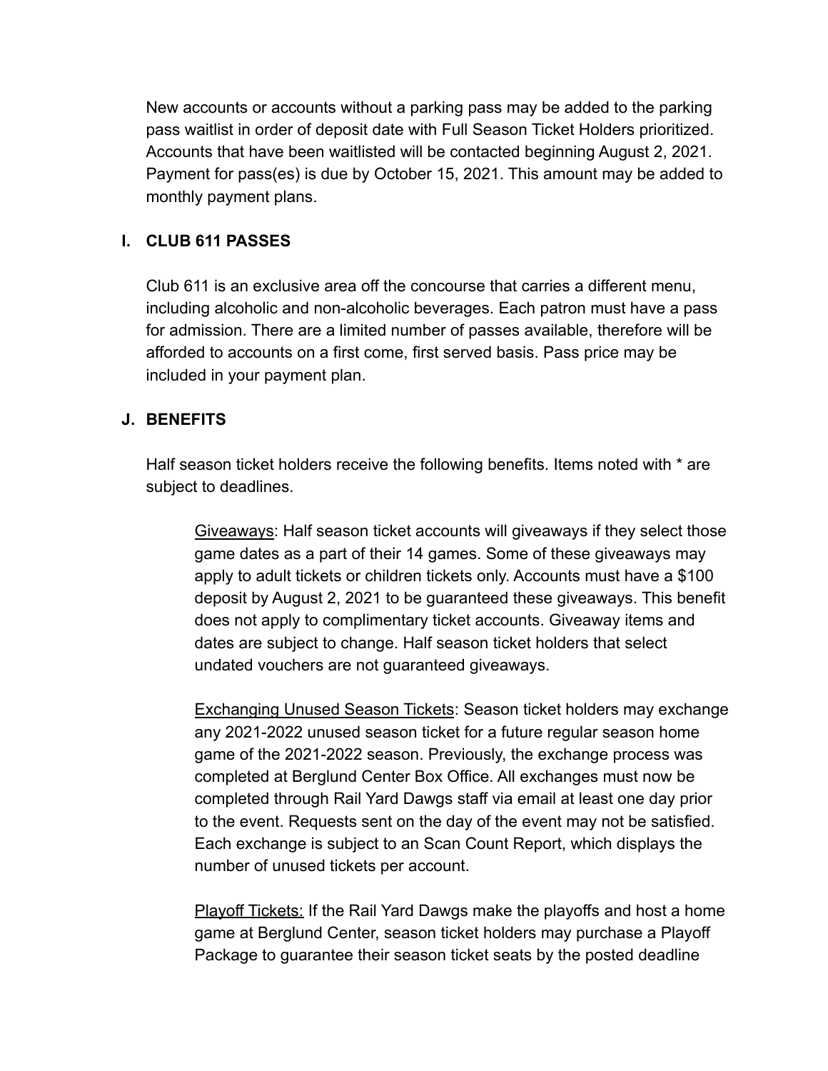New accounts or accounts without a parking pass may be added to the parking pass waitlist in order of deposit date with Full Season Ticket Holders prioritized. Accounts that have been waitlisted will be contacted beginning August 2, 2021. Payment for pass(es) is due by October 15, 2021. This amount may be added to monthly payment plans.

### I. CLUB 611 PASSES

Club 611 is an exclusive area off the concourse that carries a different menu, including alcoholic and non-alcoholic beverages. Each patron must have a pass for admission. There are a limited number of passes available, therefore will be afforded to accounts on a first come, first served basis. Pass price may be included in your payment plan.

### J. BENEFITS

Half season ticket holders receive the following benefits. Items noted with * are subject to deadlines.

<u>Giveaways</u>: Half season ticket accounts will giveaways if they select those game dates as a part of their 14 games. Some of these giveaways may apply to adult tickets or children tickets only. Accounts must have a $100 deposit by August 2, 2021 to be guaranteed these giveaways. This benefit does not apply to complimentary ticket accounts. Giveaway items and dates are subject to change. Half season ticket holders that select undated vouchers are not guaranteed giveaways.

<u>Exchanging Unused Season Tickets</u>: Season ticket holders may exchange any 2021-2022 unused season ticket for a future regular season home game of the 2021-2022 season. Previously, the exchange process was completed at Berglund Center Box Office. All exchanges must now be completed through Rail Yard Dawgs staff via email at least one day prior to the event. Requests sent on the day of the event may not be satisfied. Each exchange is subject to an Scan Count Report, which displays the number of unused tickets per account.

<u>Playoff Tickets:</u> If the Rail Yard Dawgs make the playoffs and host a home game at Berglund Center, season ticket holders may purchase a Playoff Package to guarantee their season ticket seats by the posted deadline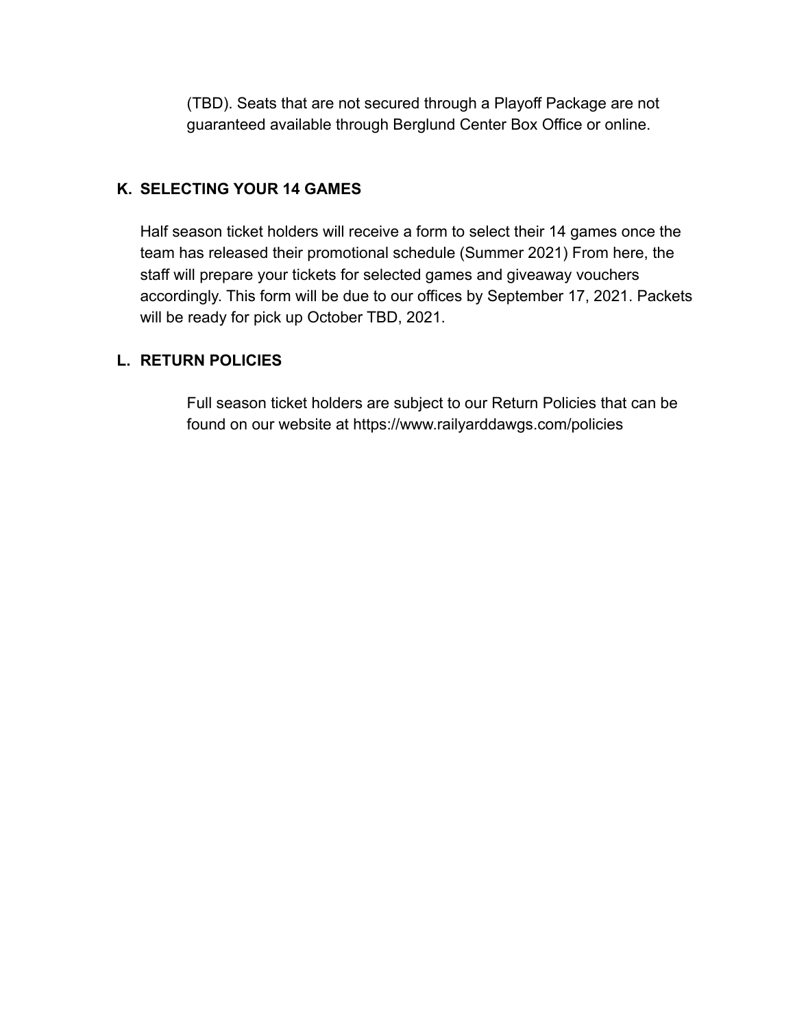(TBD). Seats that are not secured through a Playoff Package are not guaranteed available through Berglund Center Box Office or online.

**K. SELECTING YOUR 14 GAMES**

Half season ticket holders will receive a form to select their 14 games once the team has released their promotional schedule (Summer 2021) From here, the staff will prepare your tickets for selected games and giveaway vouchers accordingly. This form will be due to our offices by September 17, 2021. Packets will be ready for pick up October TBD, 2021.

**L. RETURN POLICIES**

Full season ticket holders are subject to our Return Policies that can be found on our website at https://www.railyarddawgs.com/policies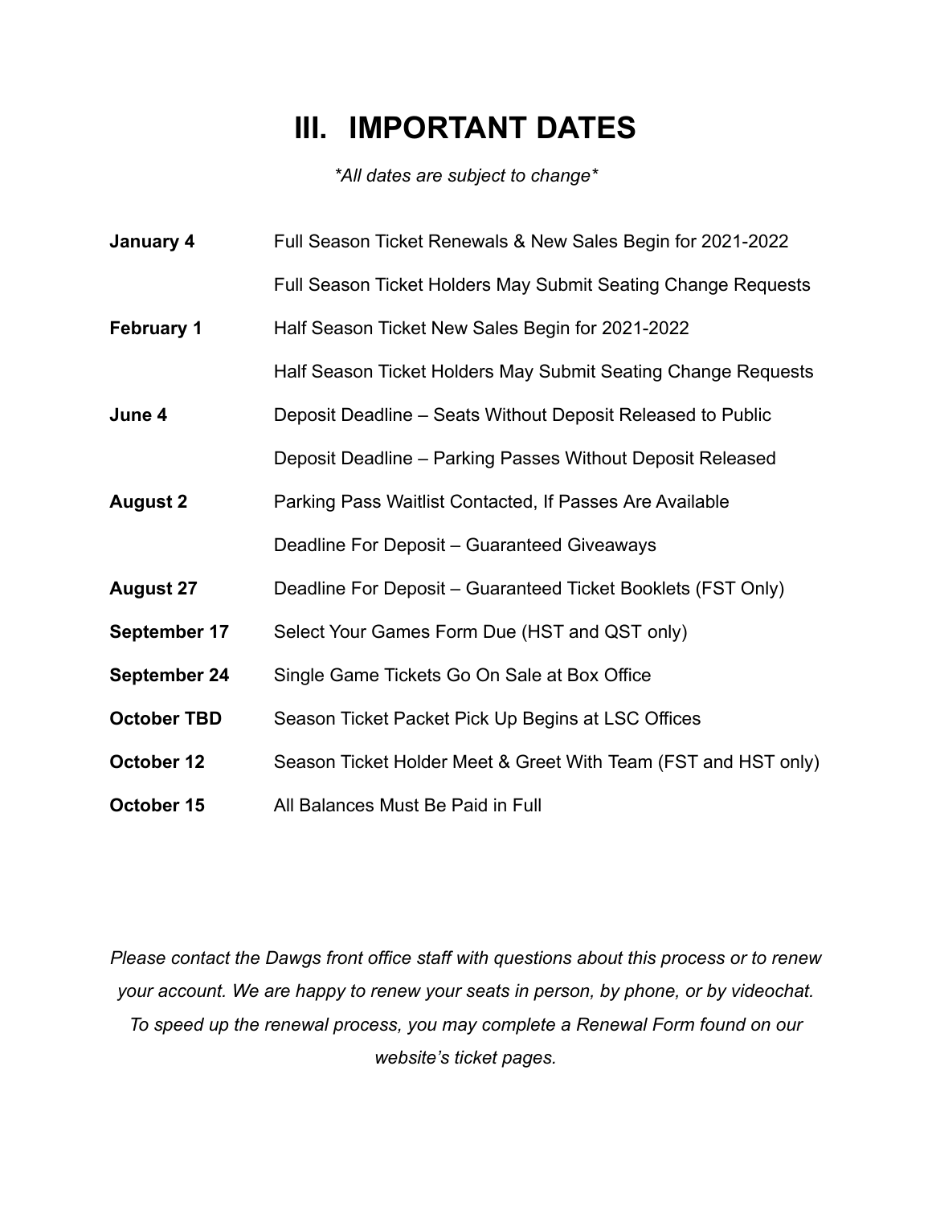# III. IMPORTANT DATES

*\*All dates are subject to change\**

| | |
|---|---|
| **January 4** | Full Season Ticket Renewals & New Sales Begin for 2021-2022 |
| | Full Season Ticket Holders May Submit Seating Change Requests |
| **February 1** | Half Season Ticket New Sales Begin for 2021-2022 |
| | Half Season Ticket Holders May Submit Seating Change Requests |
| **June 4** | Deposit Deadline – Seats Without Deposit Released to Public |
| | Deposit Deadline – Parking Passes Without Deposit Released |
| **August 2** | Parking Pass Waitlist Contacted, If Passes Are Available |
| | Deadline For Deposit – Guaranteed Giveaways |
| **August 27** | Deadline For Deposit – Guaranteed Ticket Booklets (FST Only) |
| **September 17** | Select Your Games Form Due (HST and QST only) |
| **September 24** | Single Game Tickets Go On Sale at Box Office |
| **October TBD** | Season Ticket Packet Pick Up Begins at LSC Offices |
| **October 12** | Season Ticket Holder Meet & Greet With Team (FST and HST only) |
| **October 15** | All Balances Must Be Paid in Full |

*Please contact the Dawgs front office staff with questions about this process or to renew your account. We are happy to renew your seats in person, by phone, or by videochat. To speed up the renewal process, you may complete a Renewal Form found on our website's ticket pages.*